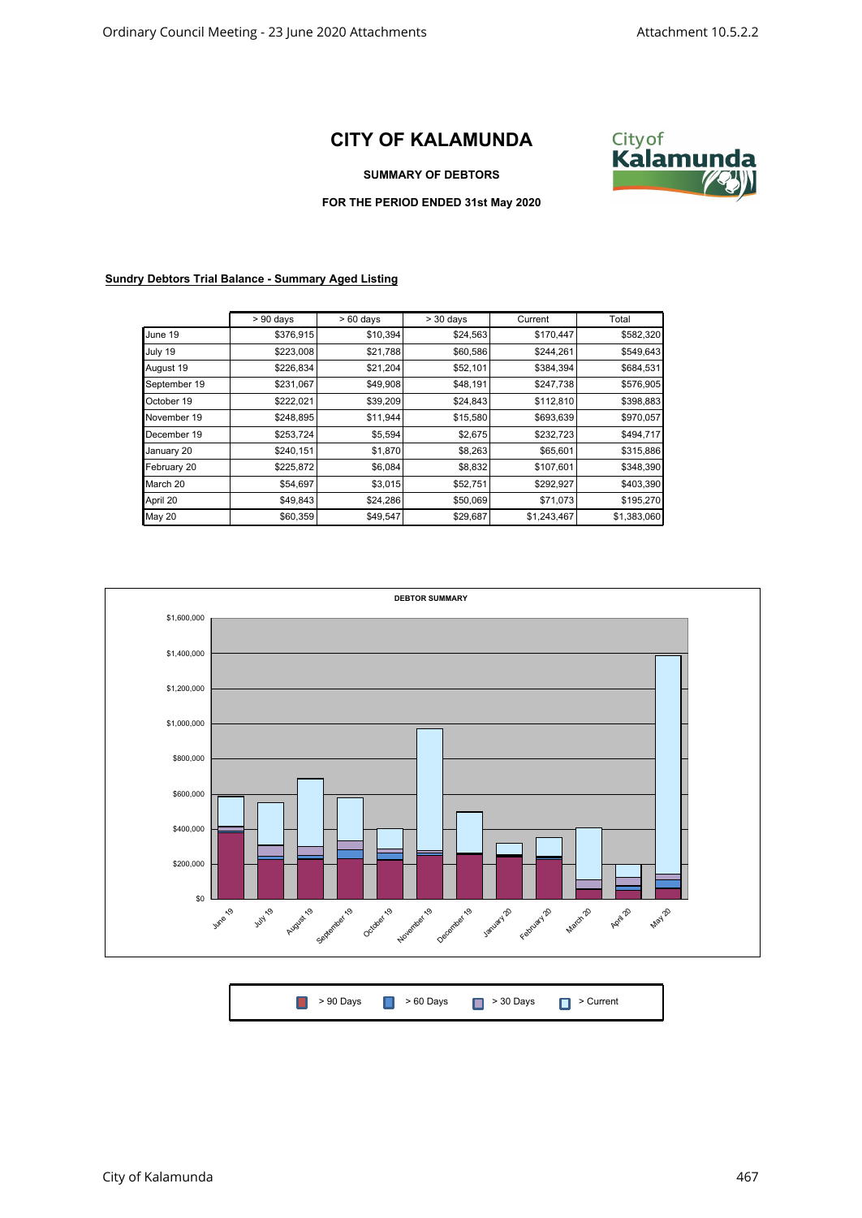# CITY OF KALAMUNDA

**SUMMARY OF DEBTORS**

**FOR THE PERIOD ENDED 31st May 2020**

**Sundry Debtors Trial Balance - Summary Aged Listing**

| | > 90 days | > 60 days | > 30 days | Current | Total |
|---|---|---|---|---|---|
| June 19 | $376,915 | $10,394 | $24,563 | $170,447 | $582,320 |
| July 19 | $223,008 | $21,788 | $60,586 | $244,261 | $549,643 |
| August 19 | $226,834 | $21,204 | $52,101 | $384,394 | $684,531 |
| September 19 | $231,067 | $49,908 | $48,191 | $247,738 | $576,905 |
| October 19 | $222,021 | $39,209 | $24,843 | $112,810 | $398,883 |
| November 19 | $248,895 | $11,944 | $15,580 | $693,639 | $970,057 |
| December 19 | $253,724 | $5,594 | $2,675 | $232,723 | $494,717 |
| January 20 | $240,151 | $1,870 | $8,263 | $65,601 | $315,886 |
| February 20 | $225,872 | $6,084 | $8,832 | $107,601 | $348,390 |
| March 20 | $54,697 | $3,015 | $52,751 | $292,927 | $403,390 |
| April 20 | $49,843 | $24,286 | $50,069 | $71,073 | $195,270 |
| May 20 | $60,359 | $49,547 | $29,687 | $1,243,467 | $1,383,060 |

**DEBTOR SUMMARY**

> 90 Days | > 60 Days | > 30 Days | > Current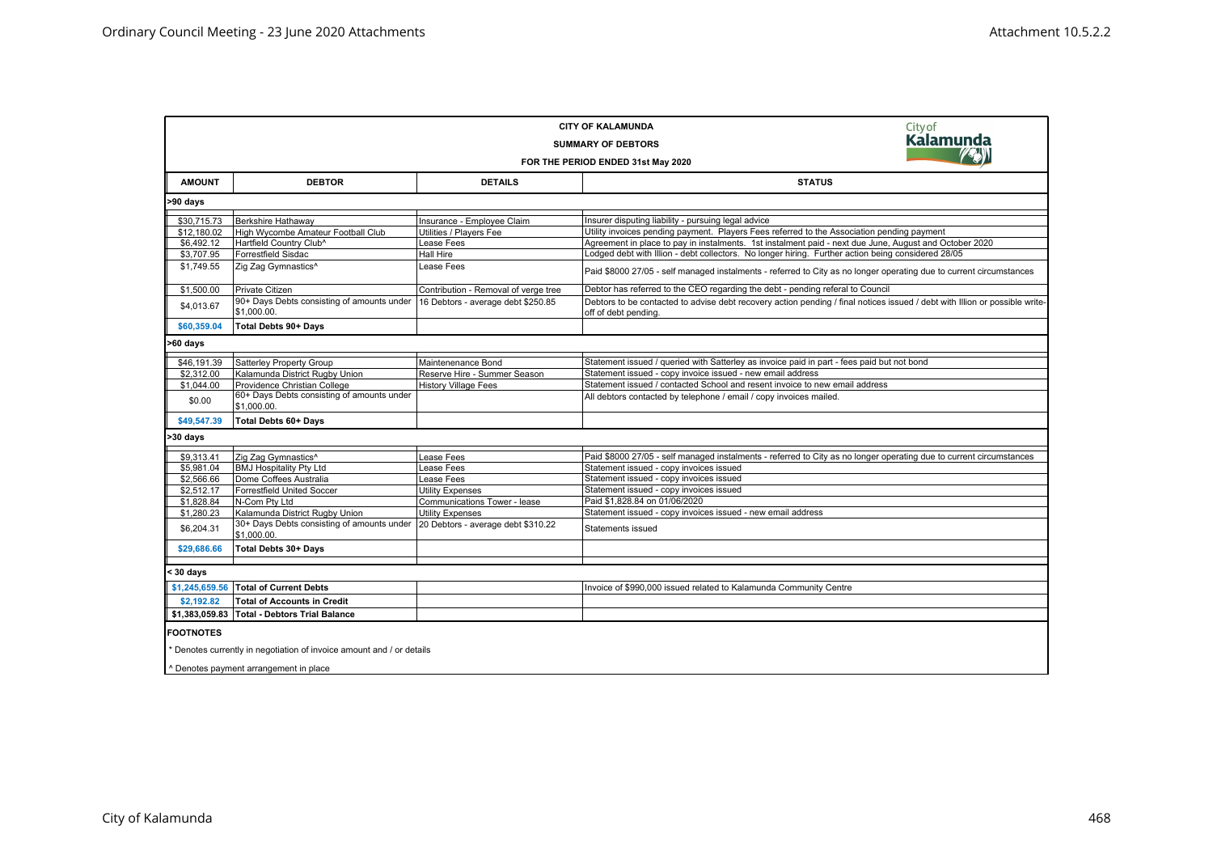**CITY OF KALAMUNDA**

**SUMMARY OF DEBTORS**

**FOR THE PERIOD ENDED 31st May 2020**

| AMOUNT | DEBTOR | DETAILS | STATUS |
|---|---|---|---|
| **>90 days** | | | |
| $30,715.73 | Berkshire Hathaway | Insurance - Employee Claim | Insurer disputing liability - pursuing legal advice |
| $12,180.02 | High Wycombe Amateur Football Club | Utilities / Players Fee | Utility invoices pending payment. Players Fees referred to the Association pending payment |
| $6,492.12 | Hartfield Country Club^ | Lease Fees | Agreement in place to pay in instalments. 1st instalment paid - next due June, August and October 2020 |
| $3,707.95 | Forrestfield Sisdac | Hall Hire | Lodged debt with Illion - debt collectors. No longer hiring. Further action being considered 28/05 |
| $1,749.55 | Zig Zag Gymnastics^ | Lease Fees | Paid $8000 27/05 - self managed instalments - referred to City as no longer operating due to current circumstances |
| $1,500.00 | Private Citizen | Contribution - Removal of verge tree | Debtor has referred to the CEO regarding the debt - pending referal to Council |
| $4,013.67 | 90+ Days Debts consisting of amounts under $1,000.00. | 16 Debtors - average debt $250.85 | Debtors to be contacted to advise debt recovery action pending / final notices issued / debt with Illion or possible write-off of debt pending. |
| **$60,359.04** | **Total Debts 90+ Days** | | |
| **>60 days** | | | |
| $46,191.39 | Satterley Property Group | Maintenenance Bond | Statement issued / queried with Satterley as invoice paid in part - fees paid but not bond |
| $2,312.00 | Kalamunda District Rugby Union | Reserve Hire - Summer Season | Statement issued - copy invoice issued - new email address |
| $1,044.00 | Providence Christian College | History Village Fees | Statement issued / contacted School and resent invoice to new email address |
| $0.00 | 60+ Days Debts consisting of amounts under $1,000.00. | | All debtors contacted by telephone / email / copy invoices mailed. |
| **$49,547.39** | **Total Debts 60+ Days** | | |
| **>30 days** | | | |
| $9,313.41 | Zig Zag Gymnastics^ | Lease Fees | Paid $8000 27/05 - self managed instalments - referred to City as no longer operating due to current circumstances |
| $5,981.04 | BMJ Hospitality Pty Ltd | Lease Fees | Statement issued - copy invoices issued |
| $2,566.66 | Dome Coffees Australia | Lease Fees | Statement issued - copy invoices issued |
| $2,512.17 | Forrestfield United Soccer | Utility Expenses | Statement issued - copy invoices issued |
| $1,828.84 | N-Com Pty Ltd | Communications Tower - lease | Paid $1,828.84 on 01/06/2020 |
| $1,280.23 | Kalamunda District Rugby Union | Utility Expenses | Statement issued - copy invoices issued - new email address |
| $6,204.31 | 30+ Days Debts consisting of amounts under $1,000.00. | 20 Debtors - average debt $310.22 | Statements issued |
| **$29,686.66** | **Total Debts 30+ Days** | | |
| **< 30 days** | | | |
| **$1,245,659.56** | **Total of Current Debts** | | Invoice of $990,000 issued related to Kalamunda Community Centre |
| **$2,192.82** | **Total of Accounts in Credit** | | |
| **$1,383,059.83** | **Total - Debtors Trial Balance** | | |

**FOOTNOTES**

* Denotes currently in negotiation of invoice amount and / or details

^ Denotes payment arrangement in place